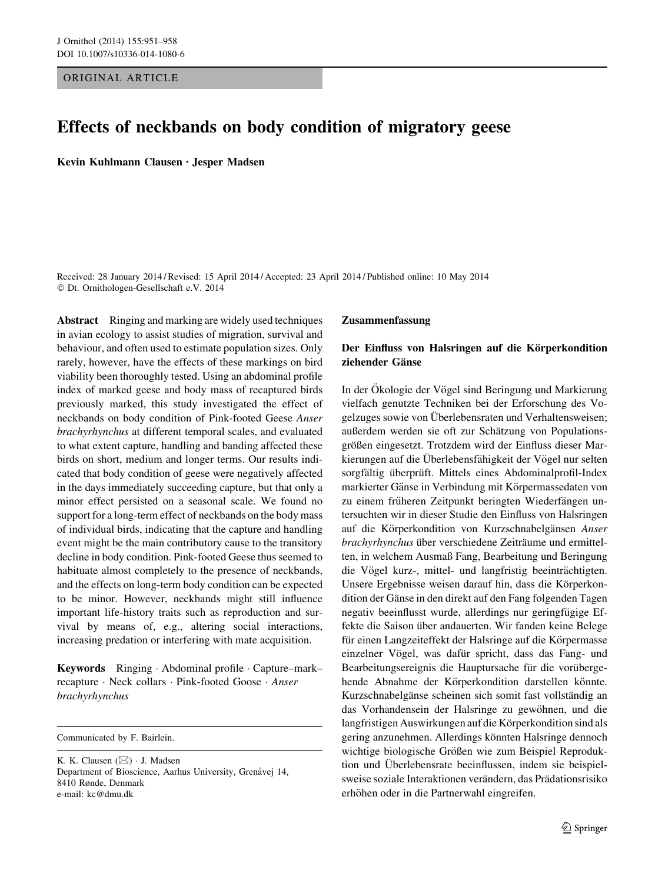ORIGINAL ARTICLE

# Effects of neckbands on body condition of migratory geese

**Kevin Kuhlmann Clausen · Jesper Madsen**

Received: 28 January 2014 / Revised: 15 April 2014 / Accepted: 23 April 2014 / Published online: 10 May 2014
© Dt. Ornithologen-Gesellschaft e.V. 2014

**Abstract** Ringing and marking are widely used techniques in avian ecology to assist studies of migration, survival and behaviour, and often used to estimate population sizes. Only rarely, however, have the effects of these markings on bird viability been thoroughly tested. Using an abdominal profile index of marked geese and body mass of recaptured birds previously marked, this study investigated the effect of neckbands on body condition of Pink-footed Geese *Anser brachyrhynchus* at different temporal scales, and evaluated to what extent capture, handling and banding affected these birds on short, medium and longer terms. Our results indicated that body condition of geese were negatively affected in the days immediately succeeding capture, but that only a minor effect persisted on a seasonal scale. We found no support for a long-term effect of neckbands on the body mass of individual birds, indicating that the capture and handling event might be the main contributory cause to the transitory decline in body condition. Pink-footed Geese thus seemed to habituate almost completely to the presence of neckbands, and the effects on long-term body condition can be expected to be minor. However, neckbands might still influence important life-history traits such as reproduction and survival by means of, e.g., altering social interactions, increasing predation or interfering with mate acquisition.

**Keywords** Ringing · Abdominal profile · Capture–mark–recapture · Neck collars · Pink-footed Goose · *Anser brachyrhynchus*

Communicated by F. Bairlein.

K. K. Clausen (✉) · J. Madsen
Department of Bioscience, Aarhus University, Grenåvej 14, 8410 Rønde, Denmark
e-mail: kc@dmu.dk

## Zusammenfassung

### Der Einfluss von Halsringen auf die Körperkondition ziehender Gänse

In der Ökologie der Vögel sind Beringung und Markierung vielfach genutzte Techniken bei der Erforschung des Vogelzuges sowie von Überlebensraten und Verhaltensweisen; außerdem werden sie oft zur Schätzung von Populationsgrößen eingesetzt. Trotzdem wird der Einfluss dieser Markierungen auf die Überlebensfähigkeit der Vögel nur selten sorgfältig überprüft. Mittels eines Abdominalprofil-Index markierter Gänse in Verbindung mit Körpermassedaten von zu einem früheren Zeitpunkt beringten Wiederfängen untersuchten wir in dieser Studie den Einfluss von Halsringen auf die Körperkondition von Kurzschnabelgänsen *Anser brachyrhynchus* über verschiedene Zeiträume und ermittelten, in welchem Ausmaß Fang, Bearbeitung und Beringung die Vögel kurz-, mittel- und langfristig beeinträchtigten. Unsere Ergebnisse weisen darauf hin, dass die Körperkondition der Gänse in den direkt auf den Fang folgenden Tagen negativ beeinflusst wurde, allerdings nur geringfügige Effekte die Saison über andauerten. Wir fanden keine Belege für einen Langzeiteffekt der Halsringe auf die Körpermasse einzelner Vögel, was dafür spricht, dass das Fang- und Bearbeitungsereignis die Hauptursache für die vorübergehende Abnahme der Körperkondition darstellen könnte. Kurzschnabelgänse scheinen sich somit fast vollständig an das Vorhandensein der Halsringe zu gewöhnen, und die langfristigen Auswirkungen auf die Körperkondition sind als gering anzunehmen. Allerdings könnten Halsringe dennoch wichtige biologische Größen wie zum Beispiel Reproduktion und Überlebensrate beeinflussen, indem sie beispielsweise soziale Interaktionen verändern, das Prädationsrisiko erhöhen oder in die Partnerwahl eingreifen.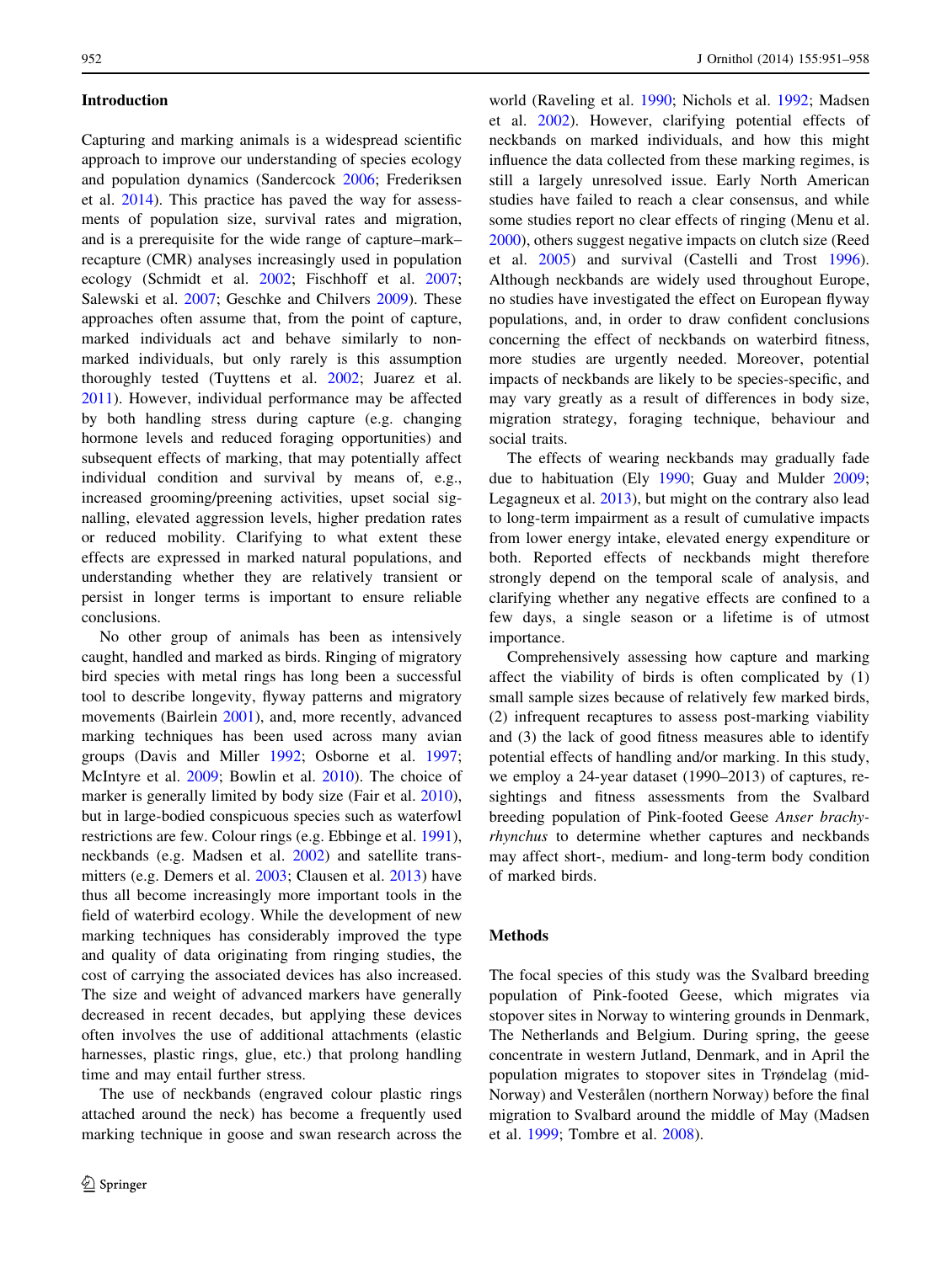## Introduction

Capturing and marking animals is a widespread scientific approach to improve our understanding of species ecology and population dynamics (Sandercock 2006; Frederiksen et al. 2014). This practice has paved the way for assessments of population size, survival rates and migration, and is a prerequisite for the wide range of capture–mark–recapture (CMR) analyses increasingly used in population ecology (Schmidt et al. 2002; Fischhoff et al. 2007; Salewski et al. 2007; Geschke and Chilvers 2009). These approaches often assume that, from the point of capture, marked individuals act and behave similarly to non-marked individuals, but only rarely is this assumption thoroughly tested (Tuyttens et al. 2002; Juarez et al. 2011). However, individual performance may be affected by both handling stress during capture (e.g. changing hormone levels and reduced foraging opportunities) and subsequent effects of marking, that may potentially affect individual condition and survival by means of, e.g., increased grooming/preening activities, upset social signalling, elevated aggression levels, higher predation rates or reduced mobility. Clarifying to what extent these effects are expressed in marked natural populations, and understanding whether they are relatively transient or persist in longer terms is important to ensure reliable conclusions.

No other group of animals has been as intensively caught, handled and marked as birds. Ringing of migratory bird species with metal rings has long been a successful tool to describe longevity, flyway patterns and migratory movements (Bairlein 2001), and, more recently, advanced marking techniques has been used across many avian groups (Davis and Miller 1992; Osborne et al. 1997; McIntyre et al. 2009; Bowlin et al. 2010). The choice of marker is generally limited by body size (Fair et al. 2010), but in large-bodied conspicuous species such as waterfowl restrictions are few. Colour rings (e.g. Ebbinge et al. 1991), neckbands (e.g. Madsen et al. 2002) and satellite transmitters (e.g. Demers et al. 2003; Clausen et al. 2013) have thus all become increasingly more important tools in the field of waterbird ecology. While the development of new marking techniques has considerably improved the type and quality of data originating from ringing studies, the cost of carrying the associated devices has also increased. The size and weight of advanced markers have generally decreased in recent decades, but applying these devices often involves the use of additional attachments (elastic harnesses, plastic rings, glue, etc.) that prolong handling time and may entail further stress.

The use of neckbands (engraved colour plastic rings attached around the neck) has become a frequently used marking technique in goose and swan research across the world (Raveling et al. 1990; Nichols et al. 1992; Madsen et al. 2002). However, clarifying potential effects of neckbands on marked individuals, and how this might influence the data collected from these marking regimes, is still a largely unresolved issue. Early North American studies have failed to reach a clear consensus, and while some studies report no clear effects of ringing (Menu et al. 2000), others suggest negative impacts on clutch size (Reed et al. 2005) and survival (Castelli and Trost 1996). Although neckbands are widely used throughout Europe, no studies have investigated the effect on European flyway populations, and, in order to draw confident conclusions concerning the effect of neckbands on waterbird fitness, more studies are urgently needed. Moreover, potential impacts of neckbands are likely to be species-specific, and may vary greatly as a result of differences in body size, migration strategy, foraging technique, behaviour and social traits.

The effects of wearing neckbands may gradually fade due to habituation (Ely 1990; Guay and Mulder 2009; Legagneux et al. 2013), but might on the contrary also lead to long-term impairment as a result of cumulative impacts from lower energy intake, elevated energy expenditure or both. Reported effects of neckbands might therefore strongly depend on the temporal scale of analysis, and clarifying whether any negative effects are confined to a few days, a single season or a lifetime is of utmost importance.

Comprehensively assessing how capture and marking affect the viability of birds is often complicated by (1) small sample sizes because of relatively few marked birds, (2) infrequent recaptures to assess post-marking viability and (3) the lack of good fitness measures able to identify potential effects of handling and/or marking. In this study, we employ a 24-year dataset (1990–2013) of captures, re-sightings and fitness assessments from the Svalbard breeding population of Pink-footed Geese *Anser brachyrhynchus* to determine whether captures and neckbands may affect short-, medium- and long-term body condition of marked birds.

## Methods

The focal species of this study was the Svalbard breeding population of Pink-footed Geese, which migrates via stopover sites in Norway to wintering grounds in Denmark, The Netherlands and Belgium. During spring, the geese concentrate in western Jutland, Denmark, and in April the population migrates to stopover sites in Trøndelag (mid-Norway) and Vesterålen (northern Norway) before the final migration to Svalbard around the middle of May (Madsen et al. 1999; Tombre et al. 2008).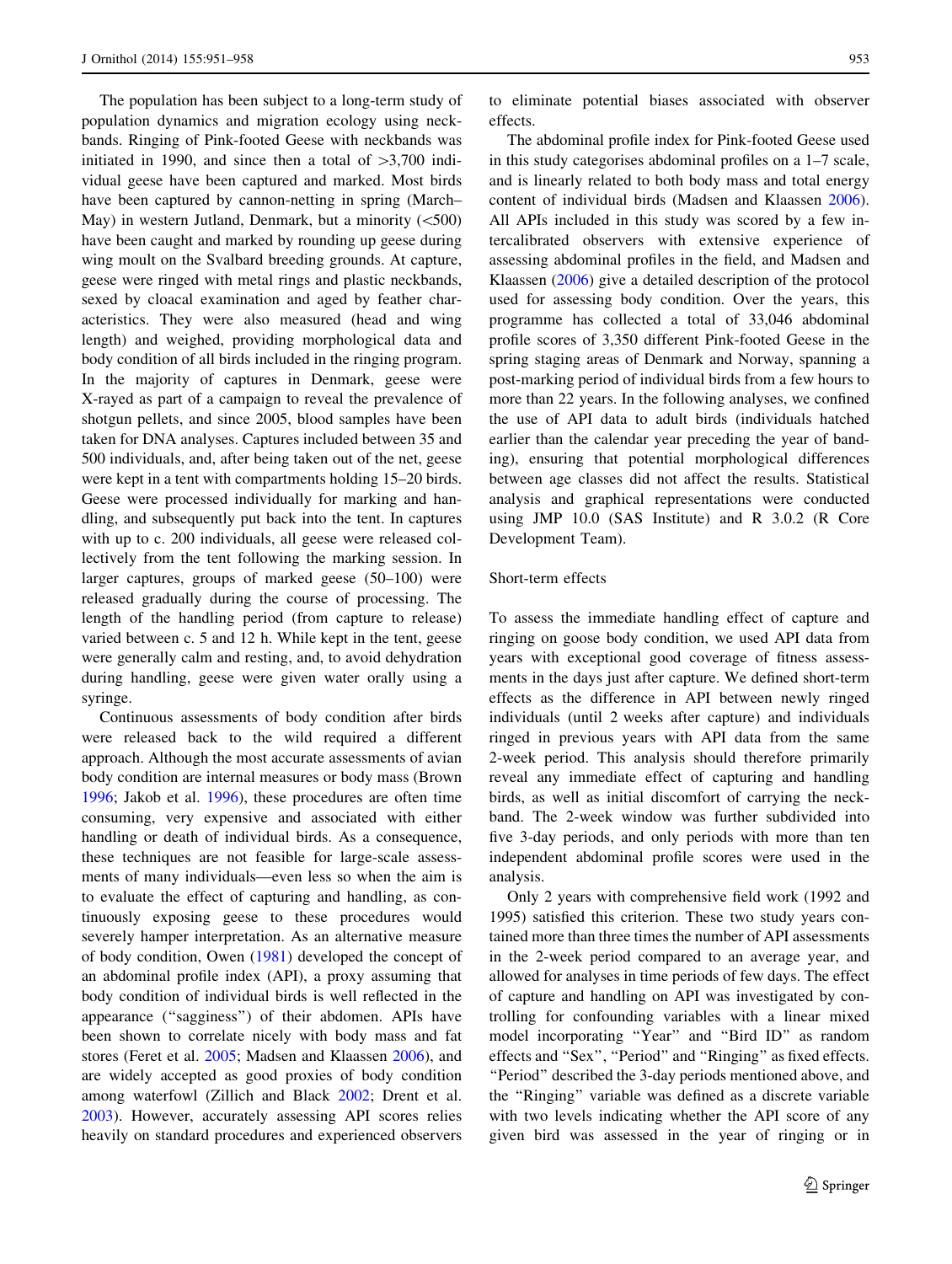The population has been subject to a long-term study of population dynamics and migration ecology using neckbands. Ringing of Pink-footed Geese with neckbands was initiated in 1990, and since then a total of >3,700 individual geese have been captured and marked. Most birds have been captured by cannon-netting in spring (March–May) in western Jutland, Denmark, but a minority (<500) have been caught and marked by rounding up geese during wing moult on the Svalbard breeding grounds. At capture, geese were ringed with metal rings and plastic neckbands, sexed by cloacal examination and aged by feather characteristics. They were also measured (head and wing length) and weighed, providing morphological data and body condition of all birds included in the ringing program. In the majority of captures in Denmark, geese were X-rayed as part of a campaign to reveal the prevalence of shotgun pellets, and since 2005, blood samples have been taken for DNA analyses. Captures included between 35 and 500 individuals, and, after being taken out of the net, geese were kept in a tent with compartments holding 15–20 birds. Geese were processed individually for marking and handling, and subsequently put back into the tent. In captures with up to c. 200 individuals, all geese were released collectively from the tent following the marking session. In larger captures, groups of marked geese (50–100) were released gradually during the course of processing. The length of the handling period (from capture to release) varied between c. 5 and 12 h. While kept in the tent, geese were generally calm and resting, and, to avoid dehydration during handling, geese were given water orally using a syringe.

Continuous assessments of body condition after birds were released back to the wild required a different approach. Although the most accurate assessments of avian body condition are internal measures or body mass (Brown 1996; Jakob et al. 1996), these procedures are often time consuming, very expensive and associated with either handling or death of individual birds. As a consequence, these techniques are not feasible for large-scale assessments of many individuals—even less so when the aim is to evaluate the effect of capturing and handling, as continuously exposing geese to these procedures would severely hamper interpretation. As an alternative measure of body condition, Owen (1981) developed the concept of an abdominal profile index (API), a proxy assuming that body condition of individual birds is well reflected in the appearance ("sagginess") of their abdomen. APIs have been shown to correlate nicely with body mass and fat stores (Feret et al. 2005; Madsen and Klaassen 2006), and are widely accepted as good proxies of body condition among waterfowl (Zillich and Black 2002; Drent et al. 2003). However, accurately assessing API scores relies heavily on standard procedures and experienced observers to eliminate potential biases associated with observer effects.

The abdominal profile index for Pink-footed Geese used in this study categorises abdominal profiles on a 1–7 scale, and is linearly related to both body mass and total energy content of individual birds (Madsen and Klaassen 2006). All APIs included in this study was scored by a few intercalibrated observers with extensive experience of assessing abdominal profiles in the field, and Madsen and Klaassen (2006) give a detailed description of the protocol used for assessing body condition. Over the years, this programme has collected a total of 33,046 abdominal profile scores of 3,350 different Pink-footed Geese in the spring staging areas of Denmark and Norway, spanning a post-marking period of individual birds from a few hours to more than 22 years. In the following analyses, we confined the use of API data to adult birds (individuals hatched earlier than the calendar year preceding the year of banding), ensuring that potential morphological differences between age classes did not affect the results. Statistical analysis and graphical representations were conducted using JMP 10.0 (SAS Institute) and R 3.0.2 (R Core Development Team).

## Short-term effects

To assess the immediate handling effect of capture and ringing on goose body condition, we used API data from years with exceptional good coverage of fitness assessments in the days just after capture. We defined short-term effects as the difference in API between newly ringed individuals (until 2 weeks after capture) and individuals ringed in previous years with API data from the same 2-week period. This analysis should therefore primarily reveal any immediate effect of capturing and handling birds, as well as initial discomfort of carrying the neckband. The 2-week window was further subdivided into five 3-day periods, and only periods with more than ten independent abdominal profile scores were used in the analysis.

Only 2 years with comprehensive field work (1992 and 1995) satisfied this criterion. These two study years contained more than three times the number of API assessments in the 2-week period compared to an average year, and allowed for analyses in time periods of few days. The effect of capture and handling on API was investigated by controlling for confounding variables with a linear mixed model incorporating "Year" and "Bird ID" as random effects and "Sex", "Period" and "Ringing" as fixed effects. "Period" described the 3-day periods mentioned above, and the "Ringing" variable was defined as a discrete variable with two levels indicating whether the API score of any given bird was assessed in the year of ringing or in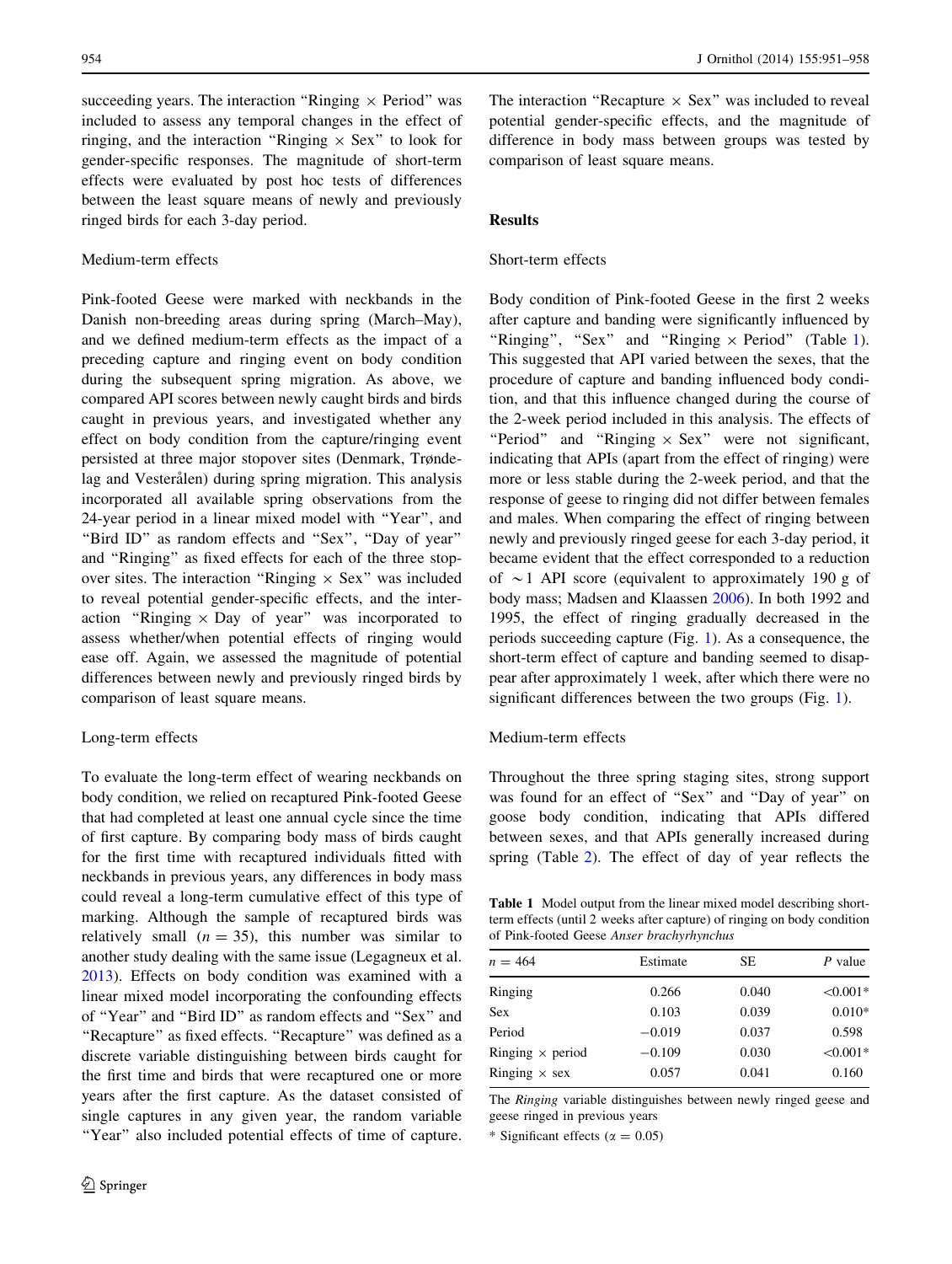succeeding years. The interaction "Ringing × Period" was included to assess any temporal changes in the effect of ringing, and the interaction "Ringing × Sex" to look for gender-specific responses. The magnitude of short-term effects were evaluated by post hoc tests of differences between the least square means of newly and previously ringed birds for each 3-day period.

### Medium-term effects

Pink-footed Geese were marked with neckbands in the Danish non-breeding areas during spring (March–May), and we defined medium-term effects as the impact of a preceding capture and ringing event on body condition during the subsequent spring migration. As above, we compared API scores between newly caught birds and birds caught in previous years, and investigated whether any effect on body condition from the capture/ringing event persisted at three major stopover sites (Denmark, Trøndelag and Vesterålen) during spring migration. This analysis incorporated all available spring observations from the 24-year period in a linear mixed model with "Year", and "Bird ID" as random effects and "Sex", "Day of year" and "Ringing" as fixed effects for each of the three stopover sites. The interaction "Ringing × Sex" was included to reveal potential gender-specific effects, and the interaction "Ringing × Day of year" was incorporated to assess whether/when potential effects of ringing would ease off. Again, we assessed the magnitude of potential differences between newly and previously ringed birds by comparison of least square means.

### Long-term effects

To evaluate the long-term effect of wearing neckbands on body condition, we relied on recaptured Pink-footed Geese that had completed at least one annual cycle since the time of first capture. By comparing body mass of birds caught for the first time with recaptured individuals fitted with neckbands in previous years, any differences in body mass could reveal a long-term cumulative effect of this type of marking. Although the sample of recaptured birds was relatively small ($n = 35$), this number was similar to another study dealing with the same issue (Legagneux et al. 2013). Effects on body condition was examined with a linear mixed model incorporating the confounding effects of "Year" and "Bird ID" as random effects and "Sex" and "Recapture" as fixed effects. "Recapture" was defined as a discrete variable distinguishing between birds caught for the first time and birds that were recaptured one or more years after the first capture. As the dataset consisted of single captures in any given year, the random variable "Year" also included potential effects of time of capture. The interaction "Recapture × Sex" was included to reveal potential gender-specific effects, and the magnitude of difference in body mass between groups was tested by comparison of least square means.

## Results

### Short-term effects

Body condition of Pink-footed Geese in the first 2 weeks after capture and banding were significantly influenced by "Ringing", "Sex" and "Ringing × Period" (Table 1). This suggested that API varied between the sexes, that the procedure of capture and banding influenced body condition, and that this influence changed during the course of the 2-week period included in this analysis. The effects of "Period" and "Ringing × Sex" were not significant, indicating that APIs (apart from the effect of ringing) were more or less stable during the 2-week period, and that the response of geese to ringing did not differ between females and males. When comparing the effect of ringing between newly and previously ringed geese for each 3-day period, it became evident that the effect corresponded to a reduction of ~1 API score (equivalent to approximately 190 g of body mass; Madsen and Klaassen 2006). In both 1992 and 1995, the effect of ringing gradually decreased in the periods succeeding capture (Fig. 1). As a consequence, the short-term effect of capture and banding seemed to disappear after approximately 1 week, after which there were no significant differences between the two groups (Fig. 1).

### Medium-term effects

Throughout the three spring staging sites, strong support was found for an effect of "Sex" and "Day of year" on goose body condition, indicating that APIs differed between sexes, and that APIs generally increased during spring (Table 2). The effect of day of year reflects the

**Table 1** Model output from the linear mixed model describing short-term effects (until 2 weeks after capture) of ringing on body condition of Pink-footed Geese *Anser brachyrhynchus*

| $n = 464$ | Estimate | SE | *P* value |
|---|---|---|---|
| Ringing | 0.266 | 0.040 | <0.001* |
| Sex | 0.103 | 0.039 | 0.010* |
| Period | −0.019 | 0.037 | 0.598 |
| Ringing × period | −0.109 | 0.030 | <0.001* |
| Ringing × sex | 0.057 | 0.041 | 0.160 |

The *Ringing* variable distinguishes between newly ringed geese and geese ringed in previous years

* Significant effects ($\alpha = 0.05$)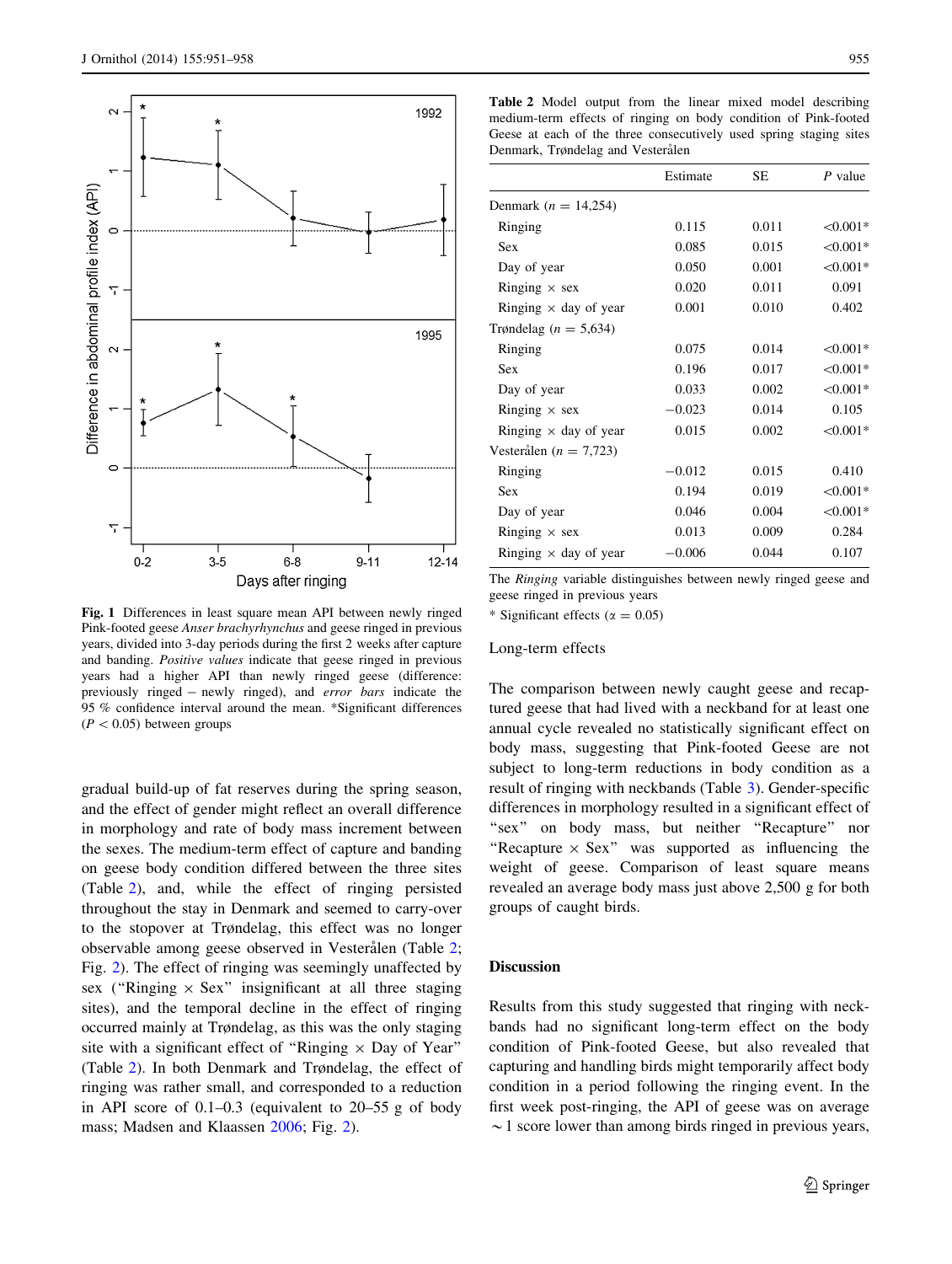Fig. 1 Differences in least square mean API between newly ringed Pink-footed geese *Anser brachyrhynchus* and geese ringed in previous years, divided into 3-day periods during the first 2 weeks after capture and banding. *Positive values* indicate that geese ringed in previous years had a higher API than newly ringed geese (difference: previously ringed – newly ringed), and *error bars* indicate the 95 % confidence interval around the mean. *Significant differences ($P < 0.05$) between groups

gradual build-up of fat reserves during the spring season, and the effect of gender might reflect an overall difference in morphology and rate of body mass increment between the sexes. The medium-term effect of capture and banding on geese body condition differed between the three sites (Table 2), and, while the effect of ringing persisted throughout the stay in Denmark and seemed to carry-over to the stopover at Trøndelag, this effect was no longer observable among geese observed in Vesterålen (Table 2; Fig. 2). The effect of ringing was seemingly unaffected by sex ("Ringing × Sex" insignificant at all three staging sites), and the temporal decline in the effect of ringing occurred mainly at Trøndelag, as this was the only staging site with a significant effect of "Ringing × Day of Year" (Table 2). In both Denmark and Trøndelag, the effect of ringing was rather small, and corresponded to a reduction in API score of 0.1–0.3 (equivalent to 20–55 g of body mass; Madsen and Klaassen 2006; Fig. 2).

**Table 2** Model output from the linear mixed model describing medium-term effects of ringing on body condition of Pink-footed Geese at each of the three consecutively used spring staging sites Denmark, Trøndelag and Vesterålen

| | Estimate | SE | *P* value |
|---|---|---|---|
| Denmark ($n$ = 14,254) | | | |
| Ringing | 0.115 | 0.011 | <0.001* |
| Sex | 0.085 | 0.015 | <0.001* |
| Day of year | 0.050 | 0.001 | <0.001* |
| Ringing × sex | 0.020 | 0.011 | 0.091 |
| Ringing × day of year | 0.001 | 0.010 | 0.402 |
| Trøndelag ($n$ = 5,634) | | | |
| Ringing | 0.075 | 0.014 | <0.001* |
| Sex | 0.196 | 0.017 | <0.001* |
| Day of year | 0.033 | 0.002 | <0.001* |
| Ringing × sex | −0.023 | 0.014 | 0.105 |
| Ringing × day of year | 0.015 | 0.002 | <0.001* |
| Vesterålen ($n$ = 7,723) | | | |
| Ringing | −0.012 | 0.015 | 0.410 |
| Sex | 0.194 | 0.019 | <0.001* |
| Day of year | 0.046 | 0.004 | <0.001* |
| Ringing × sex | 0.013 | 0.009 | 0.284 |
| Ringing × day of year | −0.006 | 0.044 | 0.107 |

The *Ringing* variable distinguishes between newly ringed geese and geese ringed in previous years

\* Significant effects ($\alpha$ = 0.05)

### Long-term effects

The comparison between newly caught geese and recaptured geese that had lived with a neckband for at least one annual cycle revealed no statistically significant effect on body mass, suggesting that Pink-footed Geese are not subject to long-term reductions in body condition as a result of ringing with neckbands (Table 3). Gender-specific differences in morphology resulted in a significant effect of "sex" on body mass, but neither "Recapture" nor "Recapture × Sex" was supported as influencing the weight of geese. Comparison of least square means revealed an average body mass just above 2,500 g for both groups of caught birds.

## Discussion

Results from this study suggested that ringing with neckbands had no significant long-term effect on the body condition of Pink-footed Geese, but also revealed that capturing and handling birds might temporarily affect body condition in a period following the ringing event. In the first week post-ringing, the API of geese was on average ~1 score lower than among birds ringed in previous years,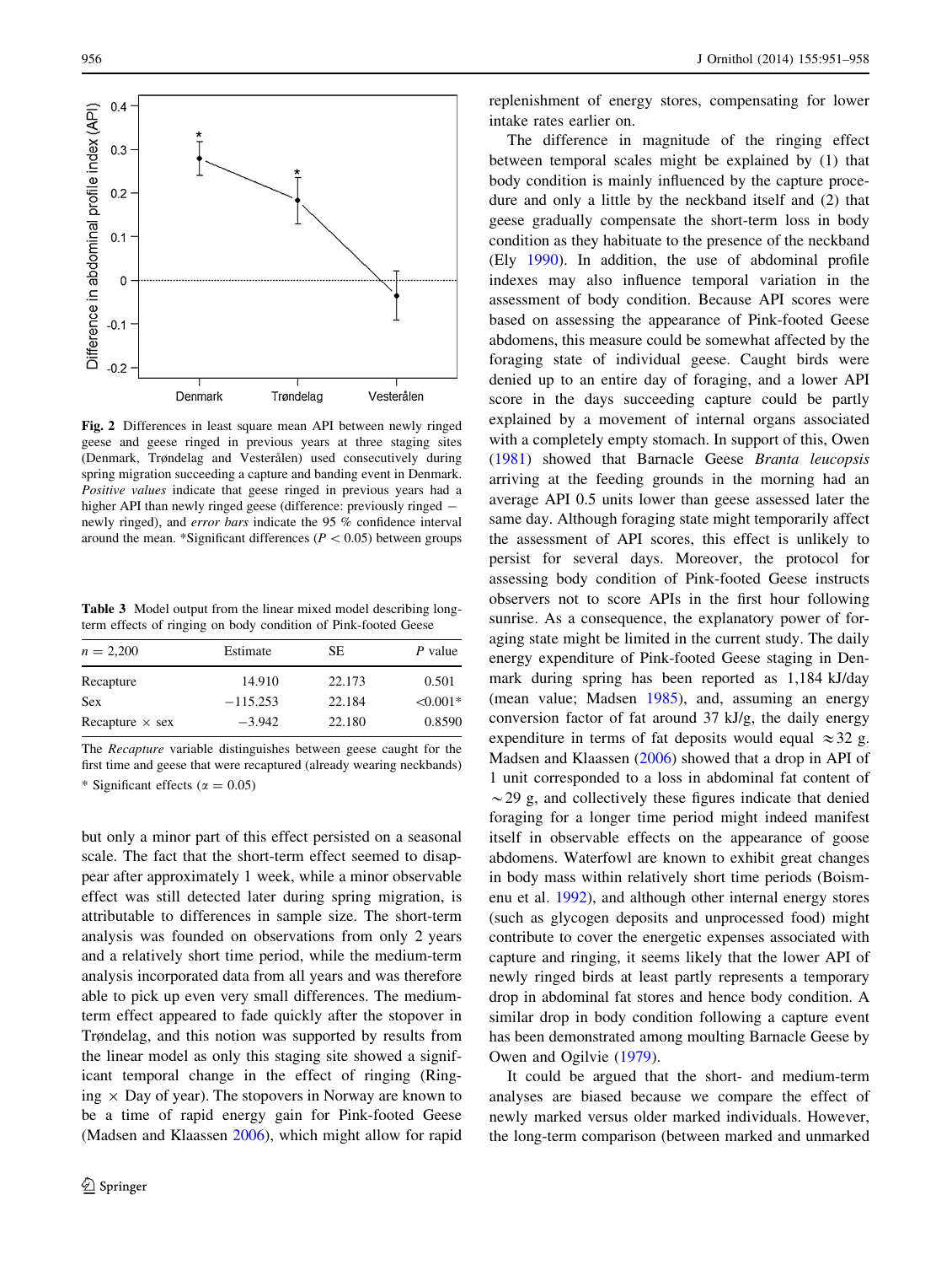Fig. 2 Differences in least square mean API between newly ringed geese and geese ringed in previous years at three staging sites (Denmark, Trøndelag and Vesterålen) used consecutively during spring migration succeeding a capture and banding event in Denmark. *Positive values* indicate that geese ringed in previous years had a higher API than newly ringed geese (difference: previously ringed − newly ringed), and *error bars* indicate the 95 % confidence interval around the mean. *Significant differences ($P < 0.05$) between groups

Table 3 Model output from the linear mixed model describing long-term effects of ringing on body condition of Pink-footed Geese

| $n$ = 2,200 | Estimate | SE | $P$ value |
|---|---|---|---|
| Recapture | 14.910 | 22.173 | 0.501 |
| Sex | −115.253 | 22.184 | <0.001* |
| Recapture × sex | −3.942 | 22.180 | 0.8590 |

The *Recapture* variable distinguishes between geese caught for the first time and geese that were recaptured (already wearing neckbands)

* Significant effects ($\alpha = 0.05$)

but only a minor part of this effect persisted on a seasonal scale. The fact that the short-term effect seemed to disappear after approximately 1 week, while a minor observable effect was still detected later during spring migration, is attributable to differences in sample size. The short-term analysis was founded on observations from only 2 years and a relatively short time period, while the medium-term analysis incorporated data from all years and was therefore able to pick up even very small differences. The medium-term effect appeared to fade quickly after the stopover in Trøndelag, and this notion was supported by results from the linear model as only this staging site showed a significant temporal change in the effect of ringing (Ringing × Day of year). The stopovers in Norway are known to be a time of rapid energy gain for Pink-footed Geese (Madsen and Klaassen 2006), which might allow for rapid replenishment of energy stores, compensating for lower intake rates earlier on.

The difference in magnitude of the ringing effect between temporal scales might be explained by (1) that body condition is mainly influenced by the capture procedure and only a little by the neckband itself and (2) that geese gradually compensate the short-term loss in body condition as they habituate to the presence of the neckband (Ely 1990). In addition, the use of abdominal profile indexes may also influence temporal variation in the assessment of body condition. Because API scores were based on assessing the appearance of Pink-footed Geese abdomens, this measure could be somewhat affected by the foraging state of individual geese. Caught birds were denied up to an entire day of foraging, and a lower API score in the days succeeding capture could be partly explained by a movement of internal organs associated with a completely empty stomach. In support of this, Owen (1981) showed that Barnacle Geese *Branta leucopsis* arriving at the feeding grounds in the morning had an average API 0.5 units lower than geese assessed later the same day. Although foraging state might temporarily affect the assessment of API scores, this effect is unlikely to persist for several days. Moreover, the protocol for assessing body condition of Pink-footed Geese instructs observers not to score APIs in the first hour following sunrise. As a consequence, the explanatory power of foraging state might be limited in the current study. The daily energy expenditure of Pink-footed Geese staging in Denmark during spring has been reported as 1,184 kJ/day (mean value; Madsen 1985), and, assuming an energy conversion factor of fat around 37 kJ/g, the daily energy expenditure in terms of fat deposits would equal $\approx 32$ g. Madsen and Klaassen (2006) showed that a drop in API of 1 unit corresponded to a loss in abdominal fat content of $\sim 29$ g, and collectively these figures indicate that denied foraging for a longer time period might indeed manifest itself in observable effects on the appearance of goose abdomens. Waterfowl are known to exhibit great changes in body mass within relatively short time periods (Boismenu et al. 1992), and although other internal energy stores (such as glycogen deposits and unprocessed food) might contribute to cover the energetic expenses associated with capture and ringing, it seems likely that the lower API of newly ringed birds at least partly represents a temporary drop in abdominal fat stores and hence body condition. A similar drop in body condition following a capture event has been demonstrated among moulting Barnacle Geese by Owen and Ogilvie (1979).

It could be argued that the short- and medium-term analyses are biased because we compare the effect of newly marked versus older marked individuals. However, the long-term comparison (between marked and unmarked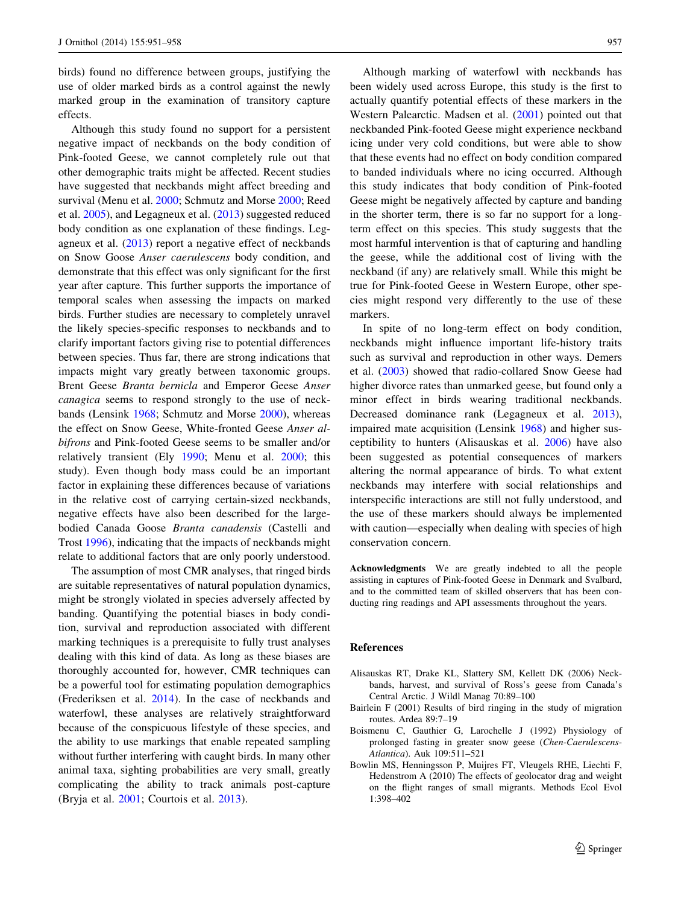birds) found no difference between groups, justifying the use of older marked birds as a control against the newly marked group in the examination of transitory capture effects.

Although this study found no support for a persistent negative impact of neckbands on the body condition of Pink-footed Geese, we cannot completely rule out that other demographic traits might be affected. Recent studies have suggested that neckbands might affect breeding and survival (Menu et al. 2000; Schmutz and Morse 2000; Reed et al. 2005), and Legagneux et al. (2013) suggested reduced body condition as one explanation of these findings. Legagneux et al. (2013) report a negative effect of neckbands on Snow Goose *Anser caerulescens* body condition, and demonstrate that this effect was only significant for the first year after capture. This further supports the importance of temporal scales when assessing the impacts on marked birds. Further studies are necessary to completely unravel the likely species-specific responses to neckbands and to clarify important factors giving rise to potential differences between species. Thus far, there are strong indications that impacts might vary greatly between taxonomic groups. Brent Geese *Branta bernicla* and Emperor Geese *Anser canagica* seems to respond strongly to the use of neckbands (Lensink 1968; Schmutz and Morse 2000), whereas the effect on Snow Geese, White-fronted Geese *Anser albifrons* and Pink-footed Geese seems to be smaller and/or relatively transient (Ely 1990; Menu et al. 2000; this study). Even though body mass could be an important factor in explaining these differences because of variations in the relative cost of carrying certain-sized neckbands, negative effects have also been described for the large-bodied Canada Goose *Branta canadensis* (Castelli and Trost 1996), indicating that the impacts of neckbands might relate to additional factors that are only poorly understood.

The assumption of most CMR analyses, that ringed birds are suitable representatives of natural population dynamics, might be strongly violated in species adversely affected by banding. Quantifying the potential biases in body condition, survival and reproduction associated with different marking techniques is a prerequisite to fully trust analyses dealing with this kind of data. As long as these biases are thoroughly accounted for, however, CMR techniques can be a powerful tool for estimating population demographics (Frederiksen et al. 2014). In the case of neckbands and waterfowl, these analyses are relatively straightforward because of the conspicuous lifestyle of these species, and the ability to use markings that enable repeated sampling without further interfering with caught birds. In many other animal taxa, sighting probabilities are very small, greatly complicating the ability to track animals post-capture (Bryja et al. 2001; Courtois et al. 2013).

Although marking of waterfowl with neckbands has been widely used across Europe, this study is the first to actually quantify potential effects of these markers in the Western Palearctic. Madsen et al. (2001) pointed out that neckbanded Pink-footed Geese might experience neckband icing under very cold conditions, but were able to show that these events had no effect on body condition compared to banded individuals where no icing occurred. Although this study indicates that body condition of Pink-footed Geese might be negatively affected by capture and banding in the shorter term, there is so far no support for a long-term effect on this species. This study suggests that the most harmful intervention is that of capturing and handling the geese, while the additional cost of living with the neckband (if any) are relatively small. While this might be true for Pink-footed Geese in Western Europe, other species might respond very differently to the use of these markers.

In spite of no long-term effect on body condition, neckbands might influence important life-history traits such as survival and reproduction in other ways. Demers et al. (2003) showed that radio-collared Snow Geese had higher divorce rates than unmarked geese, but found only a minor effect in birds wearing traditional neckbands. Decreased dominance rank (Legagneux et al. 2013), impaired mate acquisition (Lensink 1968) and higher susceptibility to hunters (Alisauskas et al. 2006) have also been suggested as potential consequences of markers altering the normal appearance of birds. To what extent neckbands may interfere with social relationships and interspecific interactions are still not fully understood, and the use of these markers should always be implemented with caution—especially when dealing with species of high conservation concern.

**Acknowledgments** We are greatly indebted to all the people assisting in captures of Pink-footed Geese in Denmark and Svalbard, and to the committed team of skilled observers that has been conducting ring readings and API assessments throughout the years.

## References

Alisauskas RT, Drake KL, Slattery SM, Kellett DK (2006) Neckbands, harvest, and survival of Ross's geese from Canada's Central Arctic. J Wildl Manag 70:89–100

Bairlein F (2001) Results of bird ringing in the study of migration routes. Ardea 89:7–19

Boismenu C, Gauthier G, Larochelle J (1992) Physiology of prolonged fasting in greater snow geese (*Chen-Caerulescens-Atlantica*). Auk 109:511–521

Bowlin MS, Henningsson P, Muijres FT, Vleugels RHE, Liechti F, Hedenstrom A (2010) The effects of geolocator drag and weight on the flight ranges of small migrants. Methods Ecol Evol 1:398–402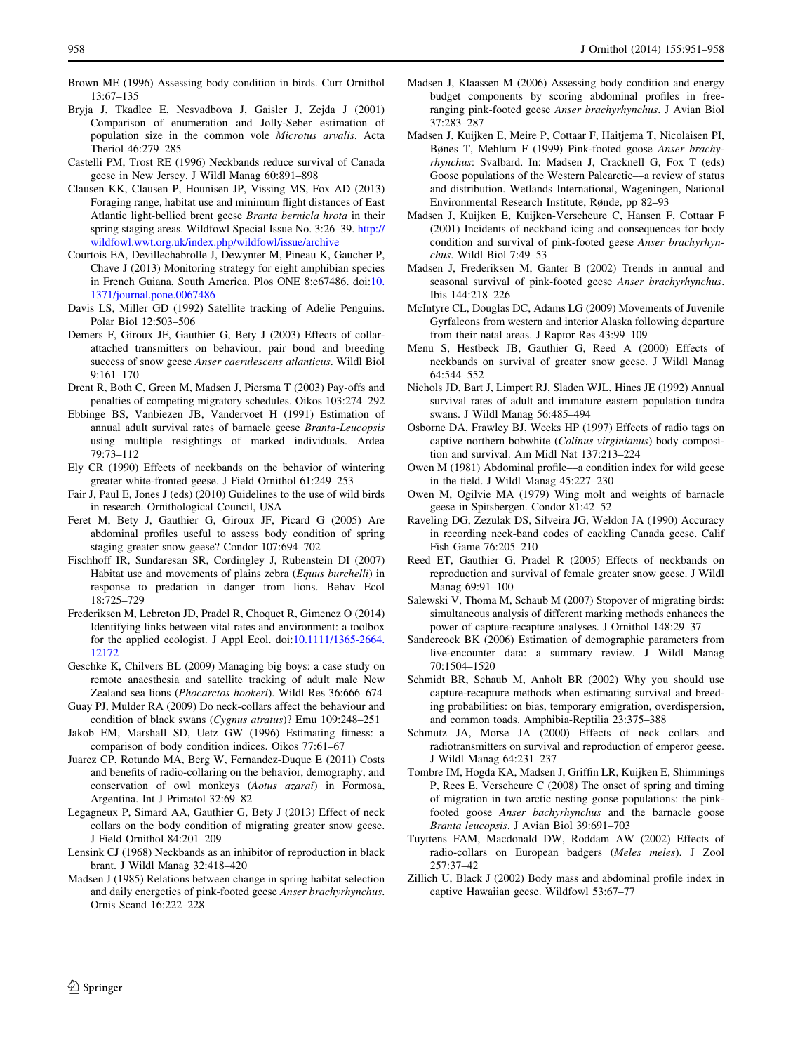Brown ME (1996) Assessing body condition in birds. Curr Ornithol 13:67–135

Bryja J, Tkadlec E, Nesvadbova J, Gaisler J, Zejda J (2001) Comparison of enumeration and Jolly-Seber estimation of population size in the common vole *Microtus arvalis*. Acta Theriol 46:279–285

Castelli PM, Trost RE (1996) Neckbands reduce survival of Canada geese in New Jersey. J Wildl Manag 60:891–898

Clausen KK, Clausen P, Hounisen JP, Vissing MS, Fox AD (2013) Foraging range, habitat use and minimum flight distances of East Atlantic light-bellied brent geese *Branta bernicla hrota* in their spring staging areas. Wildfowl Special Issue No. 3:26–39. http://wildfowl.wwt.org.uk/index.php/wildfowl/issue/archive

Courtois EA, Devillechabrolle J, Dewynter M, Pineau K, Gaucher P, Chave J (2013) Monitoring strategy for eight amphibian species in French Guiana, South America. Plos ONE 8:e67486. doi:10.1371/journal.pone.0067486

Davis LS, Miller GD (1992) Satellite tracking of Adelie Penguins. Polar Biol 12:503–506

Demers F, Giroux JF, Gauthier G, Bety J (2003) Effects of collar-attached transmitters on behaviour, pair bond and breeding success of snow geese *Anser caerulescens atlanticus*. Wildl Biol 9:161–170

Drent R, Both C, Green M, Madsen J, Piersma T (2003) Pay-offs and penalties of competing migratory schedules. Oikos 103:274–292

Ebbinge BS, Vanbiezen JB, Vandervoet H (1991) Estimation of annual adult survival rates of barnacle geese *Branta-Leucopsis* using multiple resightings of marked individuals. Ardea 79:73–112

Ely CR (1990) Effects of neckbands on the behavior of wintering greater white-fronted geese. J Field Ornithol 61:249–253

Fair J, Paul E, Jones J (eds) (2010) Guidelines to the use of wild birds in research. Ornithological Council, USA

Feret M, Bety J, Gauthier G, Giroux JF, Picard G (2005) Are abdominal profiles useful to assess body condition of spring staging greater snow geese? Condor 107:694–702

Fischhoff IR, Sundaresan SR, Cordingley J, Rubenstein DI (2007) Habitat use and movements of plains zebra (*Equus burchelli*) in response to predation in danger from lions. Behav Ecol 18:725–729

Frederiksen M, Lebreton JD, Pradel R, Choquet R, Gimenez O (2014) Identifying links between vital rates and environment: a toolbox for the applied ecologist. J Appl Ecol. doi:10.1111/1365-2664.12172

Geschke K, Chilvers BL (2009) Managing big boys: a case study on remote anaesthesia and satellite tracking of adult male New Zealand sea lions (*Phocarctos hookeri*). Wildl Res 36:666–674

Guay PJ, Mulder RA (2009) Do neck-collars affect the behaviour and condition of black swans (*Cygnus atratus*)? Emu 109:248–251

Jakob EM, Marshall SD, Uetz GW (1996) Estimating fitness: a comparison of body condition indices. Oikos 77:61–67

Juarez CP, Rotundo MA, Berg W, Fernandez-Duque E (2011) Costs and benefits of radio-collaring on the behavior, demography, and conservation of owl monkeys (*Aotus azarai*) in Formosa, Argentina. Int J Primatol 32:69–82

Legagneux P, Simard AA, Gauthier G, Bety J (2013) Effect of neck collars on the body condition of migrating greater snow geese. J Field Ornithol 84:201–209

Lensink CJ (1968) Neckbands as an inhibitor of reproduction in black brant. J Wildl Manag 32:418–420

Madsen J (1985) Relations between change in spring habitat selection and daily energetics of pink-footed geese *Anser brachyrhynchus*. Ornis Scand 16:222–228

Madsen J, Klaassen M (2006) Assessing body condition and energy budget components by scoring abdominal profiles in free-ranging pink-footed geese *Anser brachyrhynchus*. J Avian Biol 37:283–287

Madsen J, Kuijken E, Meire P, Cottaar F, Haitjema T, Nicolaisen PI, Bønes T, Mehlum F (1999) Pink-footed goose *Anser brachyrhynchus*: Svalbard. In: Madsen J, Cracknell G, Fox T (eds) Goose populations of the Western Palearctic—a review of status and distribution. Wetlands International, Wageningen, National Environmental Research Institute, Rønde, pp 82–93

Madsen J, Kuijken E, Kuijken-Verscheure C, Hansen F, Cottaar F (2001) Incidents of neckband icing and consequences for body condition and survival of pink-footed geese *Anser brachyrhynchus*. Wildl Biol 7:49–53

Madsen J, Frederiksen M, Ganter B (2002) Trends in annual and seasonal survival of pink-footed geese *Anser brachyrhynchus*. Ibis 144:218–226

McIntyre CL, Douglas DC, Adams LG (2009) Movements of Juvenile Gyrfalcons from western and interior Alaska following departure from their natal areas. J Raptor Res 43:99–109

Menu S, Hestbeck JB, Gauthier G, Reed A (2000) Effects of neckbands on survival of greater snow geese. J Wildl Manag 64:544–552

Nichols JD, Bart J, Limpert RJ, Sladen WJL, Hines JE (1992) Annual survival rates of adult and immature eastern population tundra swans. J Wildl Manag 56:485–494

Osborne DA, Frawley BJ, Weeks HP (1997) Effects of radio tags on captive northern bobwhite (*Colinus virginianus*) body composition and survival. Am Midl Nat 137:213–224

Owen M (1981) Abdominal profile—a condition index for wild geese in the field. J Wildl Manag 45:227–230

Owen M, Ogilvie MA (1979) Wing molt and weights of barnacle geese in Spitsbergen. Condor 81:42–52

Raveling DG, Zezulak DS, Silveira JG, Weldon JA (1990) Accuracy in recording neck-band codes of cackling Canada geese. Calif Fish Game 76:205–210

Reed ET, Gauthier G, Pradel R (2005) Effects of neckbands on reproduction and survival of female greater snow geese. J Wildl Manag 69:91–100

Salewski V, Thoma M, Schaub M (2007) Stopover of migrating birds: simultaneous analysis of different marking methods enhances the power of capture-recapture analyses. J Ornithol 148:29–37

Sandercock BK (2006) Estimation of demographic parameters from live-encounter data: a summary review. J Wildl Manag 70:1504–1520

Schmidt BR, Schaub M, Anholt BR (2002) Why you should use capture-recapture methods when estimating survival and breeding probabilities: on bias, temporary emigration, overdispersion, and common toads. Amphibia-Reptilia 23:375–388

Schmutz JA, Morse JA (2000) Effects of neck collars and radiotransmitters on survival and reproduction of emperor geese. J Wildl Manag 64:231–237

Tombre IM, Hogda KA, Madsen J, Griffin LR, Kuijken E, Shimmings P, Rees E, Verscheure C (2008) The onset of spring and timing of migration in two arctic nesting goose populations: the pink-footed goose *Anser bachyrhynchus* and the barnacle goose *Branta leucopsis*. J Avian Biol 39:691–703

Tuyttens FAM, Macdonald DW, Roddam AW (2002) Effects of radio-collars on European badgers (*Meles meles*). J Zool 257:37–42

Zillich U, Black J (2002) Body mass and abdominal profile index in captive Hawaiian geese. Wildfowl 53:67–77